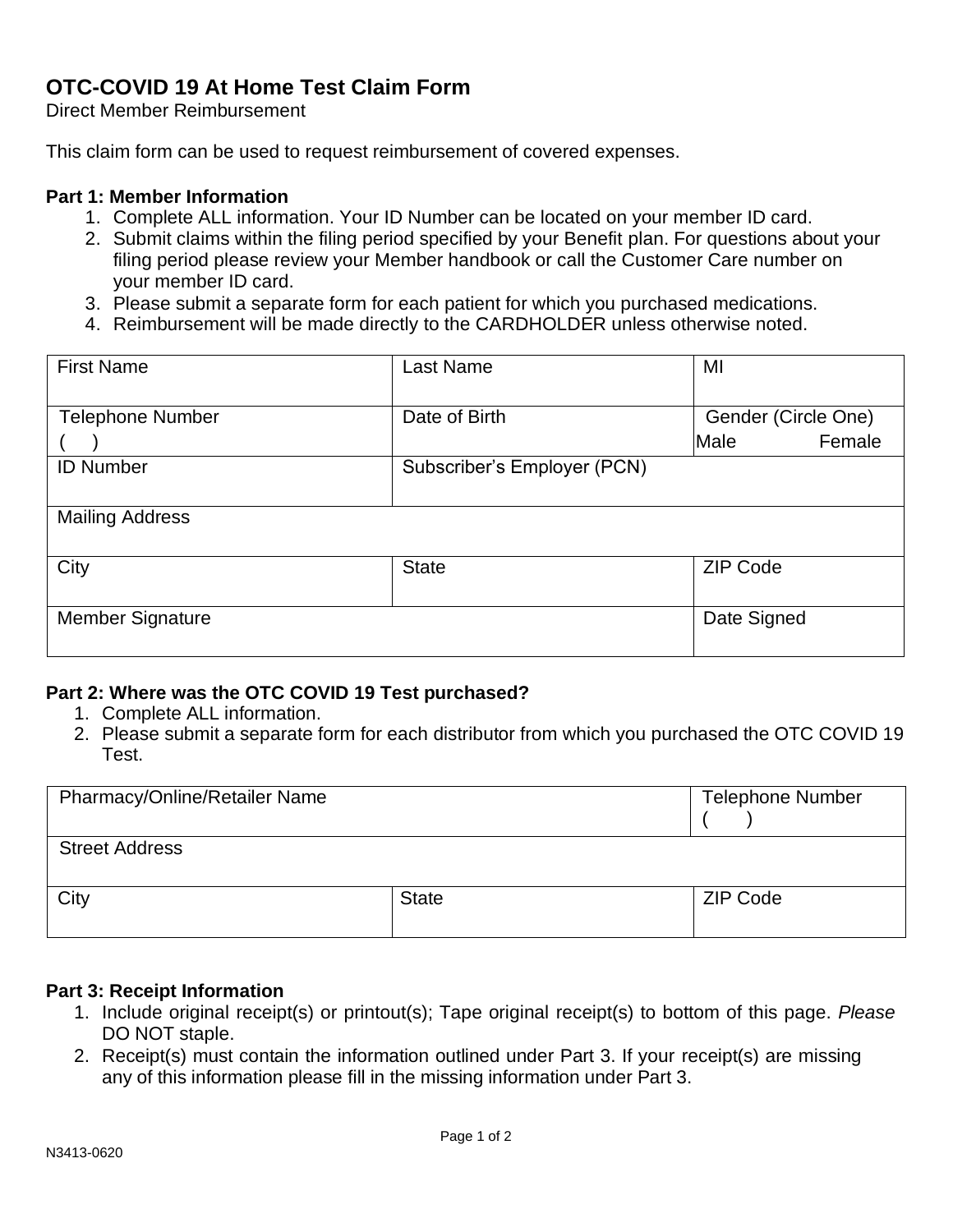# OTC-COVID 19 At Home Test Claim Form

Direct Member Reimbursement

This claim form can be used to request reimbursement of covered expenses.

**Part 1: Member Information**

1. Complete ALL information. Your ID Number can be located on your member ID card.
2. Submit claims within the filing period specified by your Benefit plan. For questions about your filing period please review your Member handbook or call the Customer Care number on your member ID card.
3. Please submit a separate form for each patient for which you purchased medications.
4. Reimbursement will be made directly to the CARDHOLDER unless otherwise noted.

| First Name | Last Name | MI |
|---|---|---|
| Telephone Number<br>(    ) | Date of Birth | Gender (Circle One)<br>Male Female |
| ID Number | Subscriber's Employer (PCN) | |
| Mailing Address | | |
| City | State | ZIP Code |
| Member Signature | | Date Signed |

**Part 2: Where was the OTC COVID 19 Test purchased?**

1. Complete ALL information.
2. Please submit a separate form for each distributor from which you purchased the OTC COVID 19 Test.

| Pharmacy/Online/Retailer Name | | Telephone Number<br>(    ) |
|---|---|---|
| Street Address | | |
| City | State | ZIP Code |

**Part 3: Receipt Information**

1. Include original receipt(s) or printout(s); Tape original receipt(s) to bottom of this page. *Please* DO NOT staple.
2. Receipt(s) must contain the information outlined under Part 3. If your receipt(s) are missing any of this information please fill in the missing information under Part 3.

N3413-0620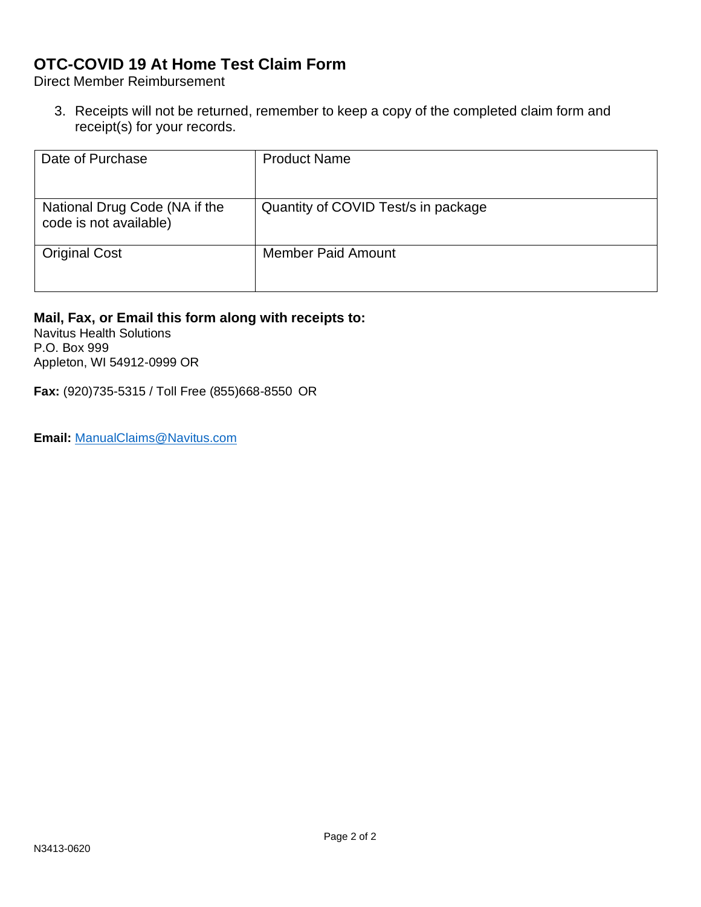## OTC-COVID 19 At Home Test Claim Form

Direct Member Reimbursement

3. Receipts will not be returned, remember to keep a copy of the completed claim form and receipt(s) for your records.

| | |
|---|---|
| Date of Purchase | Product Name |
| National Drug Code (NA if the code is not available) | Quantity of COVID Test/s in package |
| Original Cost | Member Paid Amount |

**Mail, Fax, or Email this form along with receipts to:**

Navitus Health Solutions
P.O. Box 999
Appleton, WI 54912-0999 OR

**Fax:** (920)735-5315 / Toll Free (855)668-8550 OR

**Email:** ManualClaims@Navitus.com

N3413-0620